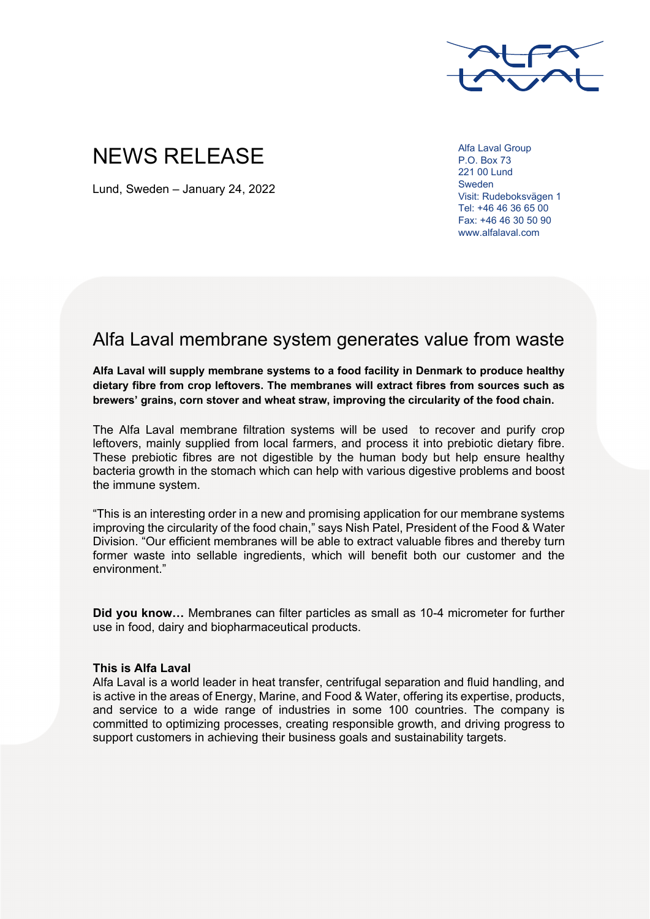# NEWS RELEASE

Lund, Sweden – January 24, 2022

Alfa Laval Group
P.O. Box 73
221 00 Lund
Sweden
Visit: Rudeboksvägen 1
Tel: +46 46 36 65 00
Fax: +46 46 30 50 90
www.alfalaval.com

## Alfa Laval membrane system generates value from waste

**Alfa Laval will supply membrane systems to a food facility in Denmark to produce healthy dietary fibre from crop leftovers. The membranes will extract fibres from sources such as brewers' grains, corn stover and wheat straw, improving the circularity of the food chain.**

The Alfa Laval membrane filtration systems will be used to recover and purify crop leftovers, mainly supplied from local farmers, and process it into prebiotic dietary fibre. These prebiotic fibres are not digestible by the human body but help ensure healthy bacteria growth in the stomach which can help with various digestive problems and boost the immune system.

"This is an interesting order in a new and promising application for our membrane systems improving the circularity of the food chain," says Nish Patel, President of the Food & Water Division. "Our efficient membranes will be able to extract valuable fibres and thereby turn former waste into sellable ingredients, which will benefit both our customer and the environment."

**Did you know…** Membranes can filter particles as small as 10-4 micrometer for further use in food, dairy and biopharmaceutical products.

**This is Alfa Laval**
Alfa Laval is a world leader in heat transfer, centrifugal separation and fluid handling, and is active in the areas of Energy, Marine, and Food & Water, offering its expertise, products, and service to a wide range of industries in some 100 countries. The company is committed to optimizing processes, creating responsible growth, and driving progress to support customers in achieving their business goals and sustainability targets.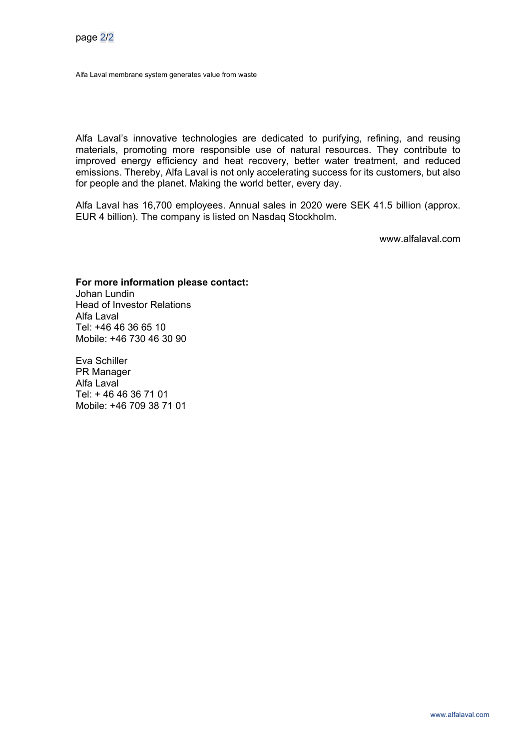Alfa Laval's innovative technologies are dedicated to purifying, refining, and reusing materials, promoting more responsible use of natural resources. They contribute to improved energy efficiency and heat recovery, better water treatment, and reduced emissions. Thereby, Alfa Laval is not only accelerating success for its customers, but also for people and the planet. Making the world better, every day.

Alfa Laval has 16,700 employees. Annual sales in 2020 were SEK 41.5 billion (approx. EUR 4 billion). The company is listed on Nasdaq Stockholm.

www.alfalaval.com

**For more information please contact:**
Johan Lundin
Head of Investor Relations
Alfa Laval
Tel: +46 46 36 65 10
Mobile: +46 730 46 30 90

Eva Schiller
PR Manager
Alfa Laval
Tel: + 46 46 36 71 01
Mobile: +46 709 38 71 01